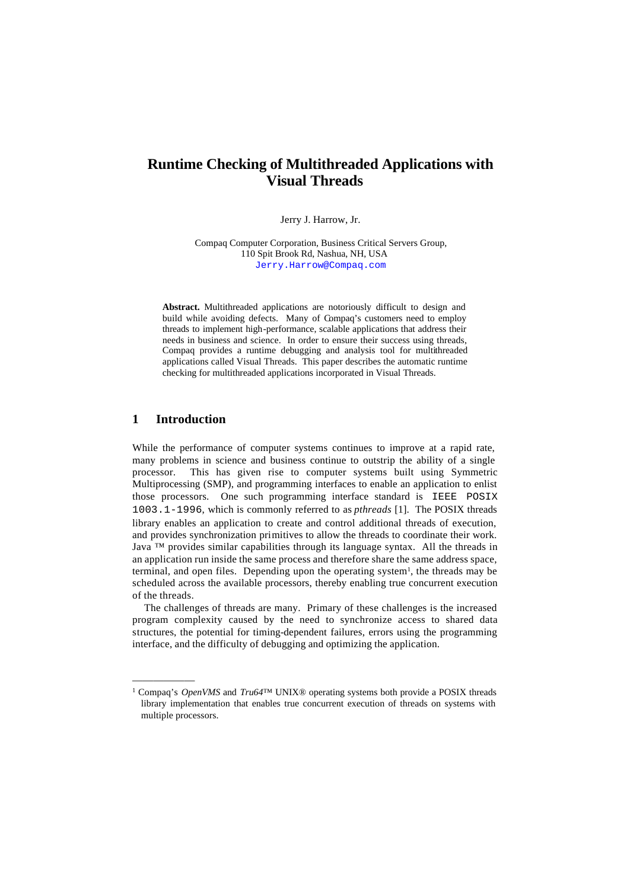# Runtime Checking of Multithreaded Applications with Visual Threads

Jerry J. Harrow, Jr.

Compaq Computer Corporation, Business Critical Servers Group,
110 Spit Brook Rd, Nashua, NH, USA
Jerry.Harrow@Compaq.com

**Abstract.** Multithreaded applications are notoriously difficult to design and build while avoiding defects. Many of Compaq's customers need to employ threads to implement high-performance, scalable applications that address their needs in business and science. In order to ensure their success using threads, Compaq provides a runtime debugging and analysis tool for multithreaded applications called Visual Threads. This paper describes the automatic runtime checking for multithreaded applications incorporated in Visual Threads.

## 1 Introduction

While the performance of computer systems continues to improve at a rapid rate, many problems in science and business continue to outstrip the ability of a single processor. This has given rise to computer systems built using Symmetric Multiprocessing (SMP), and programming interfaces to enable an application to enlist those processors. One such programming interface standard is `IEEE POSIX 1003.1-1996`, which is commonly referred to as *pthreads* [1]. The POSIX threads library enables an application to create and control additional threads of execution, and provides synchronization primitives to allow the threads to coordinate their work. Java ™ provides similar capabilities through its language syntax. All the threads in an application run inside the same process and therefore share the same address space, terminal, and open files. Depending upon the operating system[1], the threads may be scheduled across the available processors, thereby enabling true concurrent execution of the threads.

The challenges of threads are many. Primary of these challenges is the increased program complexity caused by the need to synchronize access to shared data structures, the potential for timing-dependent failures, errors using the programming interface, and the difficulty of debugging and optimizing the application.

---

[1] Compaq's *OpenVMS* and *Tru64*™ UNIX® operating systems both provide a POSIX threads library implementation that enables true concurrent execution of threads on systems with multiple processors.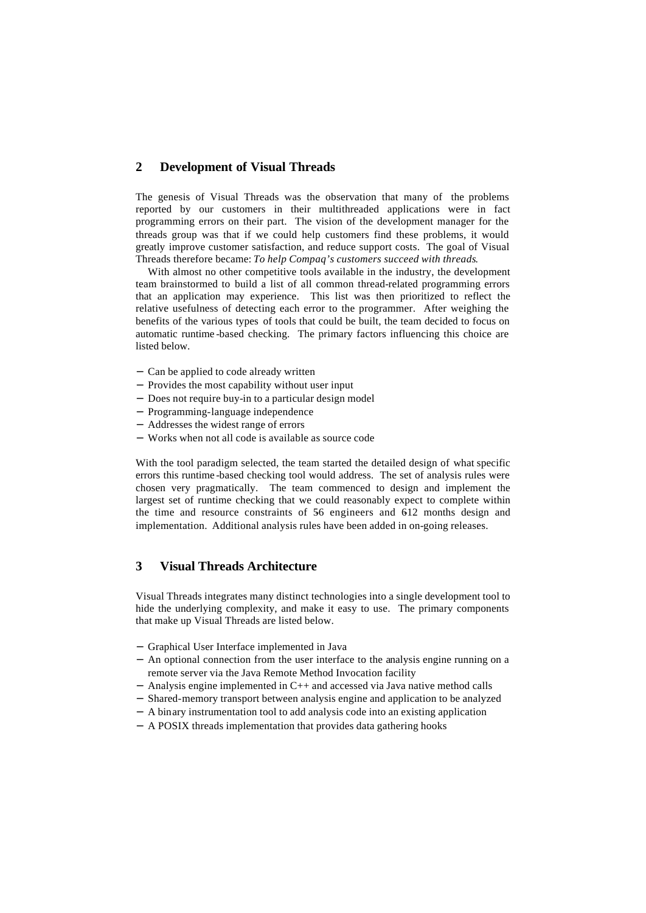## 2 Development of Visual Threads

The genesis of Visual Threads was the observation that many of the problems reported by our customers in their multithreaded applications were in fact programming errors on their part. The vision of the development manager for the threads group was that if we could help customers find these problems, it would greatly improve customer satisfaction, and reduce support costs. The goal of Visual Threads therefore became: *To help Compaq's customers succeed with threads*.

With almost no other competitive tools available in the industry, the development team brainstormed to build a list of all common thread-related programming errors that an application may experience. This list was then prioritized to reflect the relative usefulness of detecting each error to the programmer. After weighing the benefits of the various types of tools that could be built, the team decided to focus on automatic runtime-based checking. The primary factors influencing this choice are listed below.

- Can be applied to code already written
- Provides the most capability without user input
- Does not require buy-in to a particular design model
- Programming-language independence
- Addresses the widest range of errors
- Works when not all code is available as source code

With the tool paradigm selected, the team started the detailed design of what specific errors this runtime-based checking tool would address. The set of analysis rules were chosen very pragmatically. The team commenced to design and implement the largest set of runtime checking that we could reasonably expect to complete within the time and resource constraints of 5-6 engineers and 6-12 months design and implementation. Additional analysis rules have been added in on-going releases.

## 3 Visual Threads Architecture

Visual Threads integrates many distinct technologies into a single development tool to hide the underlying complexity, and make it easy to use. The primary components that make up Visual Threads are listed below.

- Graphical User Interface implemented in Java
- An optional connection from the user interface to the analysis engine running on a remote server via the Java Remote Method Invocation facility
- Analysis engine implemented in C++ and accessed via Java native method calls
- Shared-memory transport between analysis engine and application to be analyzed
- A binary instrumentation tool to add analysis code into an existing application
- A POSIX threads implementation that provides data gathering hooks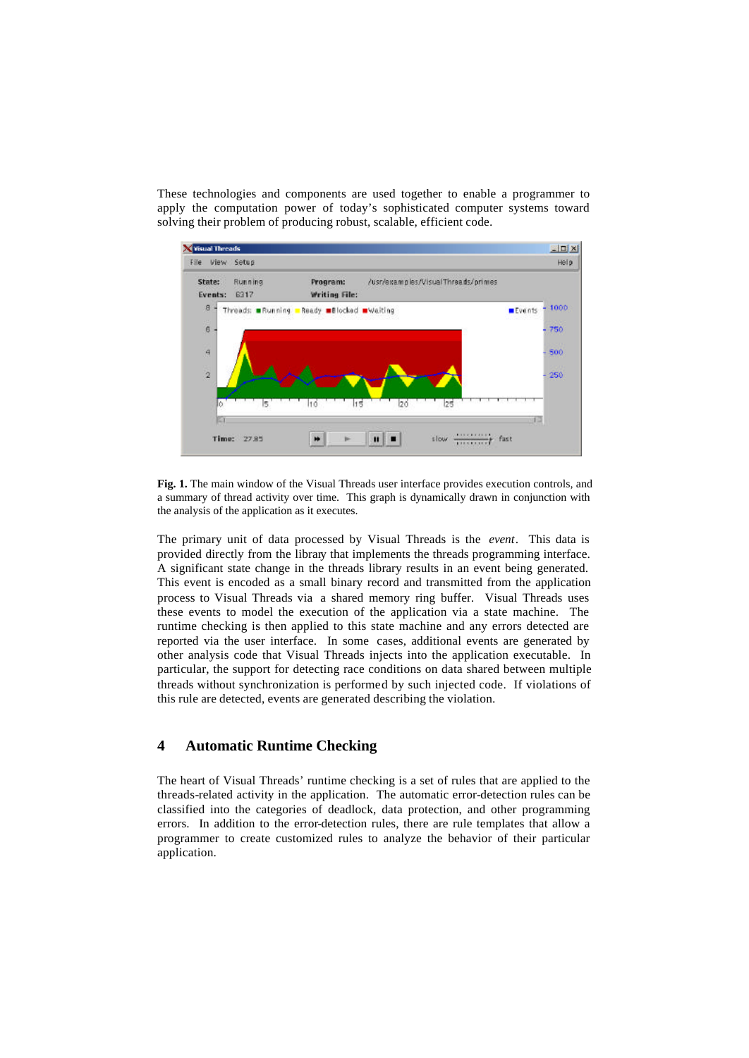These technologies and components are used together to enable a programmer to apply the computation power of today's sophisticated computer systems toward solving their problem of producing robust, scalable, efficient code.

Visual Threads
File View Setup Help
State: Running
Events: 6317
Program: /usr/examples/VisualThreads/primes
Writing File:
Threads: Running Ready Blocked Waiting
Events
8
6
4
2
1000
750
500
250
0
5
10
15
20
25
Time: 27.85
slow fast

**Fig. 1.** The main window of the Visual Threads user interface provides execution controls, and a summary of thread activity over time. This graph is dynamically drawn in conjunction with the analysis of the application as it executes.

The primary unit of data processed by Visual Threads is the *event*. This data is provided directly from the libray that implements the threads programming interface. A significant state change in the threads library results in an event being generated. This event is encoded as a small binary record and transmitted from the application process to Visual Threads via a shared memory ring buffer. Visual Threads uses these events to model the execution of the application via a state machine. The runtime checking is then applied to this state machine and any errors detected are reported via the user interface. In some cases, additional events are generated by other analysis code that Visual Threads injects into the application executable. In particular, the support for detecting race conditions on data shared between multiple threads without synchronization is performed by such injected code. If violations of this rule are detected, events are generated describing the violation.

## 4 Automatic Runtime Checking

The heart of Visual Threads' runtime checking is a set of rules that are applied to the threads-related activity in the application. The automatic error-detection rules can be classified into the categories of deadlock, data protection, and other programming errors. In addition to the error-detection rules, there are rule templates that allow a programmer to create customized rules to analyze the behavior of their particular application.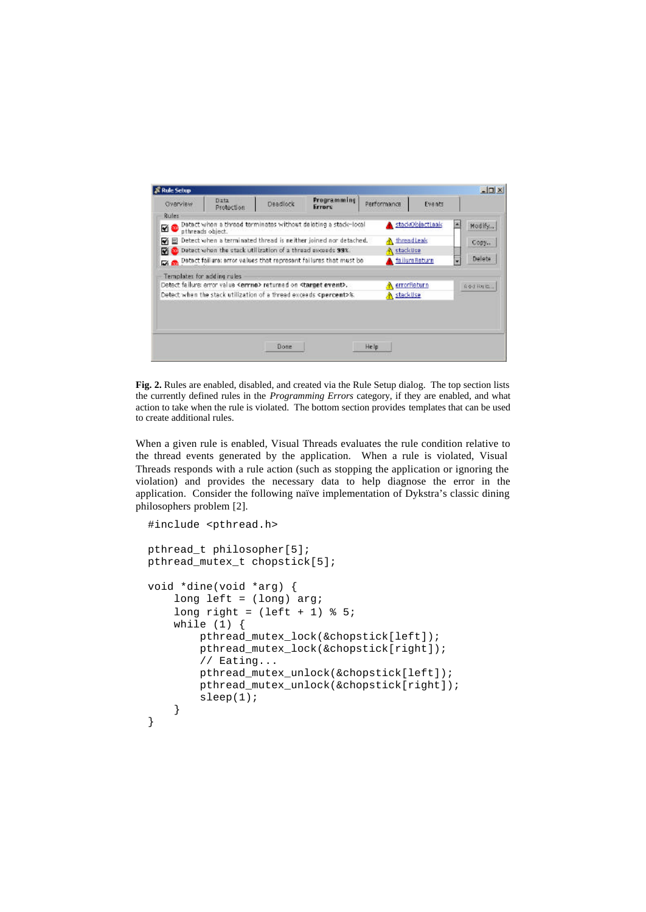**Fig. 2.** Rules are enabled, disabled, and created via the Rule Setup dialog. The top section lists the currently defined rules in the *Programming Errors* category, if they are enabled, and what action to take when the rule is violated. The bottom section provides templates that can be used to create additional rules.

When a given rule is enabled, Visual Threads evaluates the rule condition relative to the thread events generated by the application. When a rule is violated, Visual Threads responds with a rule action (such as stopping the application or ignoring the violation) and provides the necessary data to help diagnose the error in the application. Consider the following naïve implementation of Dykstra's classic dining philosophers problem [2].

```
#include <pthread.h>

pthread_t philosopher[5];
pthread_mutex_t chopstick[5];

void *dine(void *arg) {
    long left = (long) arg;
    long right = (left + 1) % 5;
    while (1) {
        pthread_mutex_lock(&chopstick[left]);
        pthread_mutex_lock(&chopstick[right]);
        // Eating...
        pthread_mutex_unlock(&chopstick[left]);
        pthread_mutex_unlock(&chopstick[right]);
        sleep(1);
    }
}
```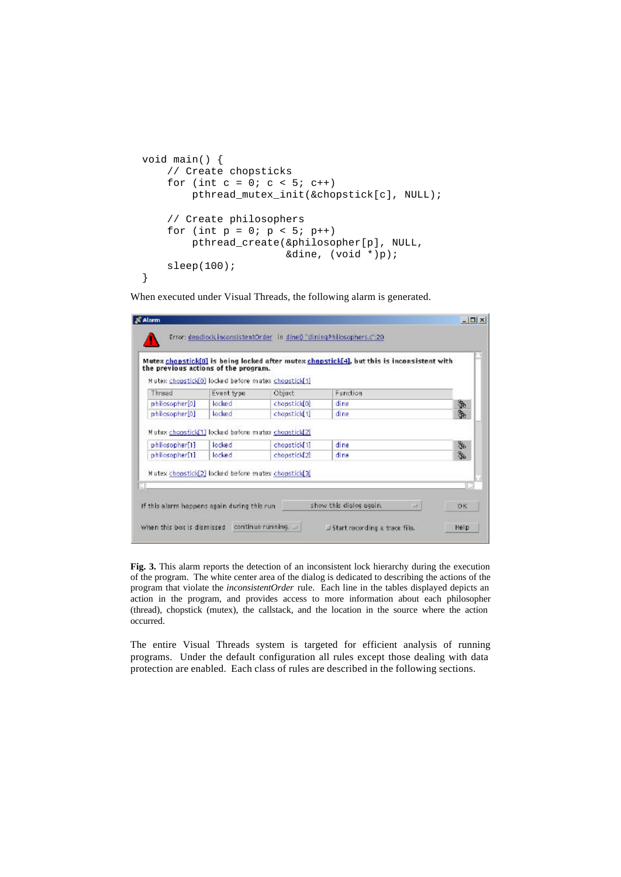```
void main() {
    // Create chopsticks
    for (int c = 0; c < 5; c++)
        pthread_mutex_init(&chopstick[c], NULL);

    // Create philosophers
    for (int p = 0; p < 5; p++)
        pthread_create(&philosopher[p], NULL,
                       &dine, (void *)p);
    sleep(100);
}
```

When executed under Visual Threads, the following alarm is generated.

Alarm

Error: deadlock.inconsistentOrder in dine() "diningPhilosophers.c":20

**Mutex chopstick[0] is being locked after mutex chopstick[4], but this is inconsistent with the previous actions of the program.**

Mutex chopstick[0] locked before mutex chopstick[1]

| Thread | Event type | Object | Function |
|---|---|---|---|
| philosopher[0] | locked | chopstick[0] | dine |
| philosopher[0] | locked | chopstick[1] | dine |

Mutex chopstick[1] locked before mutex chopstick[2]

| Thread | Event type | Object | Function |
|---|---|---|---|
| philosopher[1] | locked | chopstick[1] | dine |
| philosopher[1] | locked | chopstick[2] | dine |

Mutex chopstick[2] locked before mutex chopstick[3]

If this alarm happens again during this run: show this dialog again — OK

When this box is dismissed: continue running — Start recording a trace file. — Help

**Fig. 3.** This alarm reports the detection of an inconsistent lock hierarchy during the execution of the program. The white center area of the dialog is dedicated to describing the actions of the program that violate the *inconsistentOrder* rule. Each line in the tables displayed depicts an action in the program, and provides access to more information about each philosopher (thread), chopstick (mutex), the callstack, and the location in the source where the action occurred.

The entire Visual Threads system is targeted for efficient analysis of running programs. Under the default configuration all rules except those dealing with data protection are enabled. Each class of rules are described in the following sections.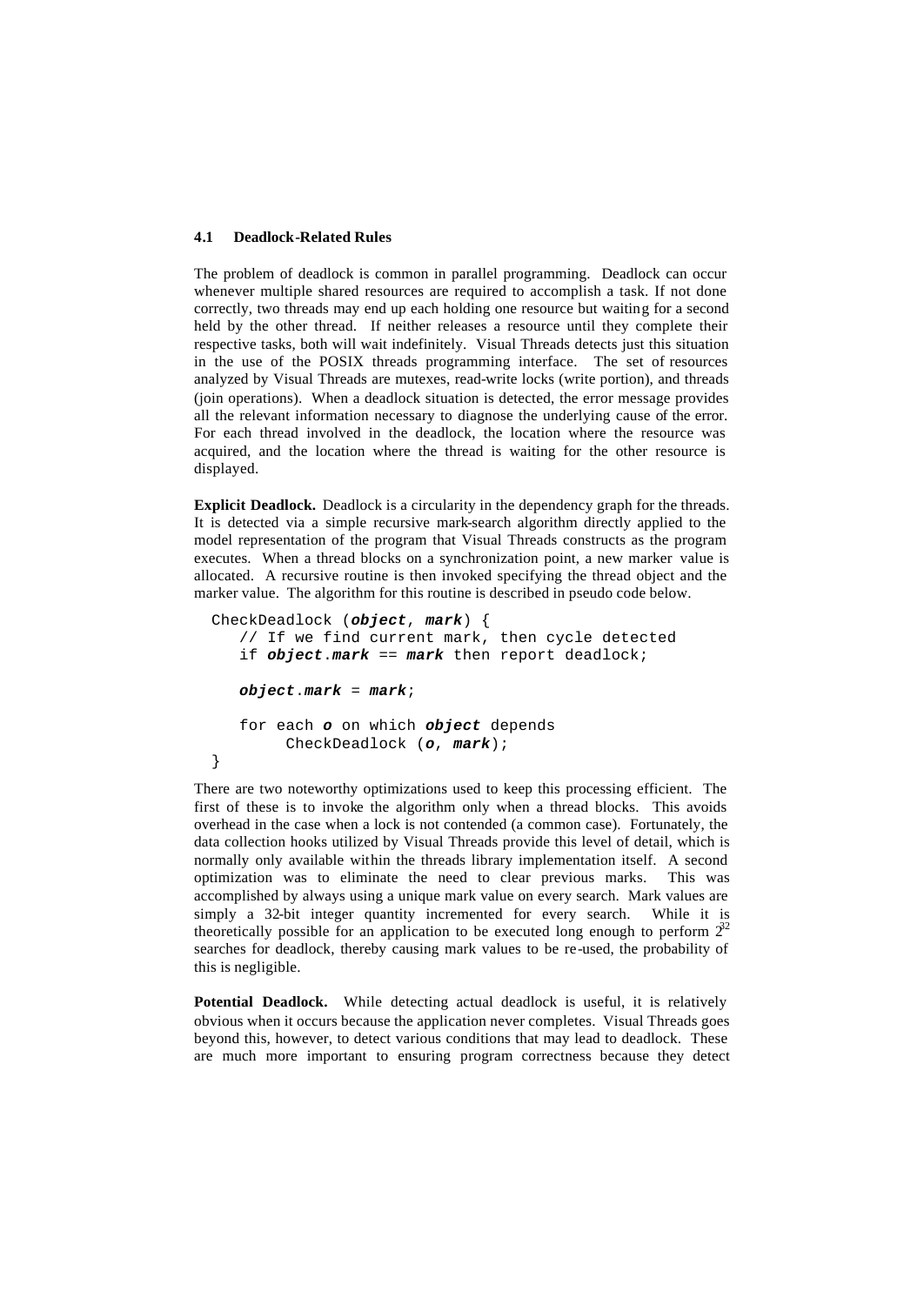### 4.1 Deadlock-Related Rules

The problem of deadlock is common in parallel programming. Deadlock can occur whenever multiple shared resources are required to accomplish a task. If not done correctly, two threads may end up each holding one resource but waiting for a second held by the other thread. If neither releases a resource until they complete their respective tasks, both will wait indefinitely. Visual Threads detects just this situation in the use of the POSIX threads programming interface. The set of resources analyzed by Visual Threads are mutexes, read-write locks (write portion), and threads (join operations). When a deadlock situation is detected, the error message provides all the relevant information necessary to diagnose the underlying cause of the error. For each thread involved in the deadlock, the location where the resource was acquired, and the location where the thread is waiting for the other resource is displayed.

**Explicit Deadlock.** Deadlock is a circularity in the dependency graph for the threads. It is detected via a simple recursive mark-search algorithm directly applied to the model representation of the program that Visual Threads constructs as the program executes. When a thread blocks on a synchronization point, a new marker value is allocated. A recursive routine is then invoked specifying the thread object and the marker value. The algorithm for this routine is described in pseudo code below.

```
CheckDeadlock (object, mark) {
    // If we find current mark, then cycle detected
    if object.mark == mark then report deadlock;

    object.mark = mark;

    for each o on which object depends
         CheckDeadlock (o, mark);
}
```

There are two noteworthy optimizations used to keep this processing efficient. The first of these is to invoke the algorithm only when a thread blocks. This avoids overhead in the case when a lock is not contended (a common case). Fortunately, the data collection hooks utilized by Visual Threads provide this level of detail, which is normally only available within the threads library implementation itself. A second optimization was to eliminate the need to clear previous marks. This was accomplished by always using a unique mark value on every search. Mark values are simply a 32-bit integer quantity incremented for every search. While it is theoretically possible for an application to be executed long enough to perform $2^{32}$ searches for deadlock, thereby causing mark values to be re-used, the probability of this is negligible.

**Potential Deadlock.** While detecting actual deadlock is useful, it is relatively obvious when it occurs because the application never completes. Visual Threads goes beyond this, however, to detect various conditions that may lead to deadlock. These are much more important to ensuring program correctness because they detect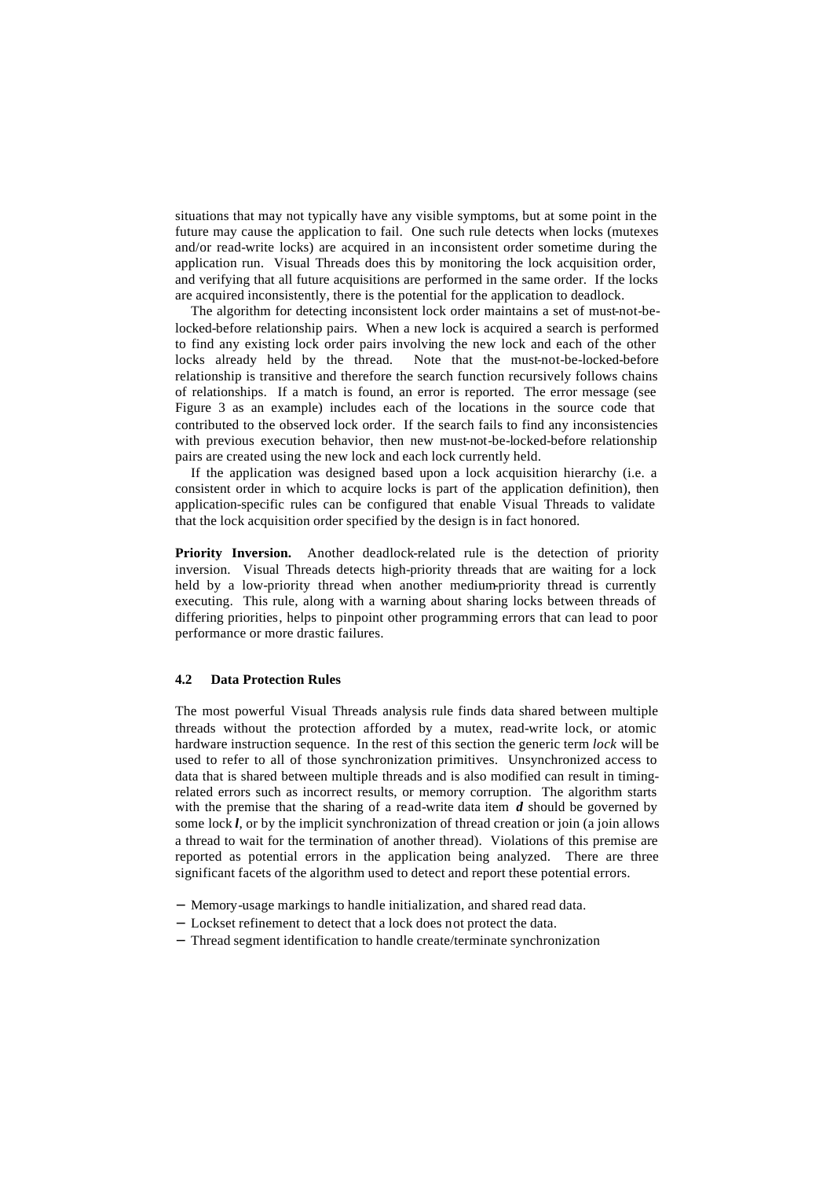situations that may not typically have any visible symptoms, but at some point in the future may cause the application to fail. One such rule detects when locks (mutexes and/or read-write locks) are acquired in an inconsistent order sometime during the application run. Visual Threads does this by monitoring the lock acquisition order, and verifying that all future acquisitions are performed in the same order. If the locks are acquired inconsistently, there is the potential for the application to deadlock.

The algorithm for detecting inconsistent lock order maintains a set of must-not-be-locked-before relationship pairs. When a new lock is acquired a search is performed to find any existing lock order pairs involving the new lock and each of the other locks already held by the thread. Note that the must-not-be-locked-before relationship is transitive and therefore the search function recursively follows chains of relationships. If a match is found, an error is reported. The error message (see Figure 3 as an example) includes each of the locations in the source code that contributed to the observed lock order. If the search fails to find any inconsistencies with previous execution behavior, then new must-not-be-locked-before relationship pairs are created using the new lock and each lock currently held.

If the application was designed based upon a lock acquisition hierarchy (i.e. a consistent order in which to acquire locks is part of the application definition), then application-specific rules can be configured that enable Visual Threads to validate that the lock acquisition order specified by the design is in fact honored.

**Priority Inversion.** Another deadlock-related rule is the detection of priority inversion. Visual Threads detects high-priority threads that are waiting for a lock held by a low-priority thread when another medium-priority thread is currently executing. This rule, along with a warning about sharing locks between threads of differing priorities, helps to pinpoint other programming errors that can lead to poor performance or more drastic failures.

### 4.2 Data Protection Rules

The most powerful Visual Threads analysis rule finds data shared between multiple threads without the protection afforded by a mutex, read-write lock, or atomic hardware instruction sequence. In the rest of this section the generic term *lock* will be used to refer to all of those synchronization primitives. Unsynchronized access to data that is shared between multiple threads and is also modified can result in timing-related errors such as incorrect results, or memory corruption. The algorithm starts with the premise that the sharing of a read-write data item ***d*** should be governed by some lock ***l***, or by the implicit synchronization of thread creation or join (a join allows a thread to wait for the termination of another thread). Violations of this premise are reported as potential errors in the application being analyzed. There are three significant facets of the algorithm used to detect and report these potential errors.

- Memory-usage markings to handle initialization, and shared read data.
- Lockset refinement to detect that a lock does not protect the data.
- Thread segment identification to handle create/terminate synchronization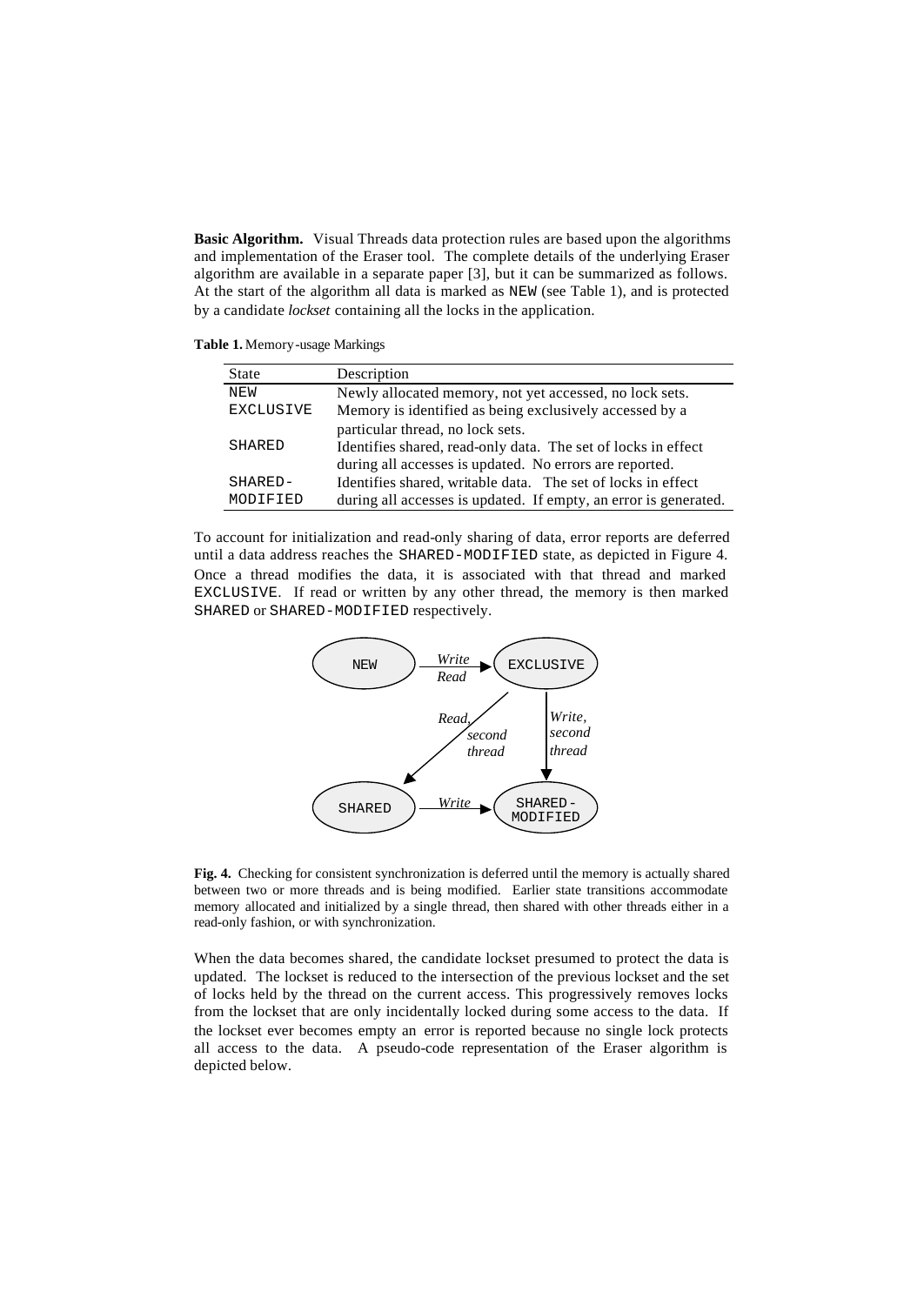**Basic Algorithm.** Visual Threads data protection rules are based upon the algorithms and implementation of the Eraser tool. The complete details of the underlying Eraser algorithm are available in a separate paper [3], but it can be summarized as follows. At the start of the algorithm all data is marked as NEW (see Table 1), and is protected by a candidate *lockset* containing all the locks in the application.

**Table 1.** Memory-usage Markings

| State | Description |
| --- | --- |
| NEW | Newly allocated memory, not yet accessed, no lock sets. |
| EXCLUSIVE | Memory is identified as being exclusively accessed by a particular thread, no lock sets. |
| SHARED | Identifies shared, read-only data. The set of locks in effect during all accesses is updated. No errors are reported. |
| SHARED-MODIFIED | Identifies shared, writable data. The set of locks in effect during all accesses is updated. If empty, an error is generated. |

To account for initialization and read-only sharing of data, error reports are deferred until a data address reaches the SHARED-MODIFIED state, as depicted in Figure 4. Once a thread modifies the data, it is associated with that thread and marked EXCLUSIVE. If read or written by any other thread, the memory is then marked SHARED or SHARED-MODIFIED respectively.

**Fig. 4.** Checking for consistent synchronization is deferred until the memory is actually shared between two or more threads and is being modified. Earlier state transitions accommodate memory allocated and initialized by a single thread, then shared with other threads either in a read-only fashion, or with synchronization.

When the data becomes shared, the candidate lockset presumed to protect the data is updated. The lockset is reduced to the intersection of the previous lockset and the set of locks held by the thread on the current access. This progressively removes locks from the lockset that are only incidentally locked during some access to the data. If the lockset ever becomes empty an error is reported because no single lock protects all access to the data. A pseudo-code representation of the Eraser algorithm is depicted below.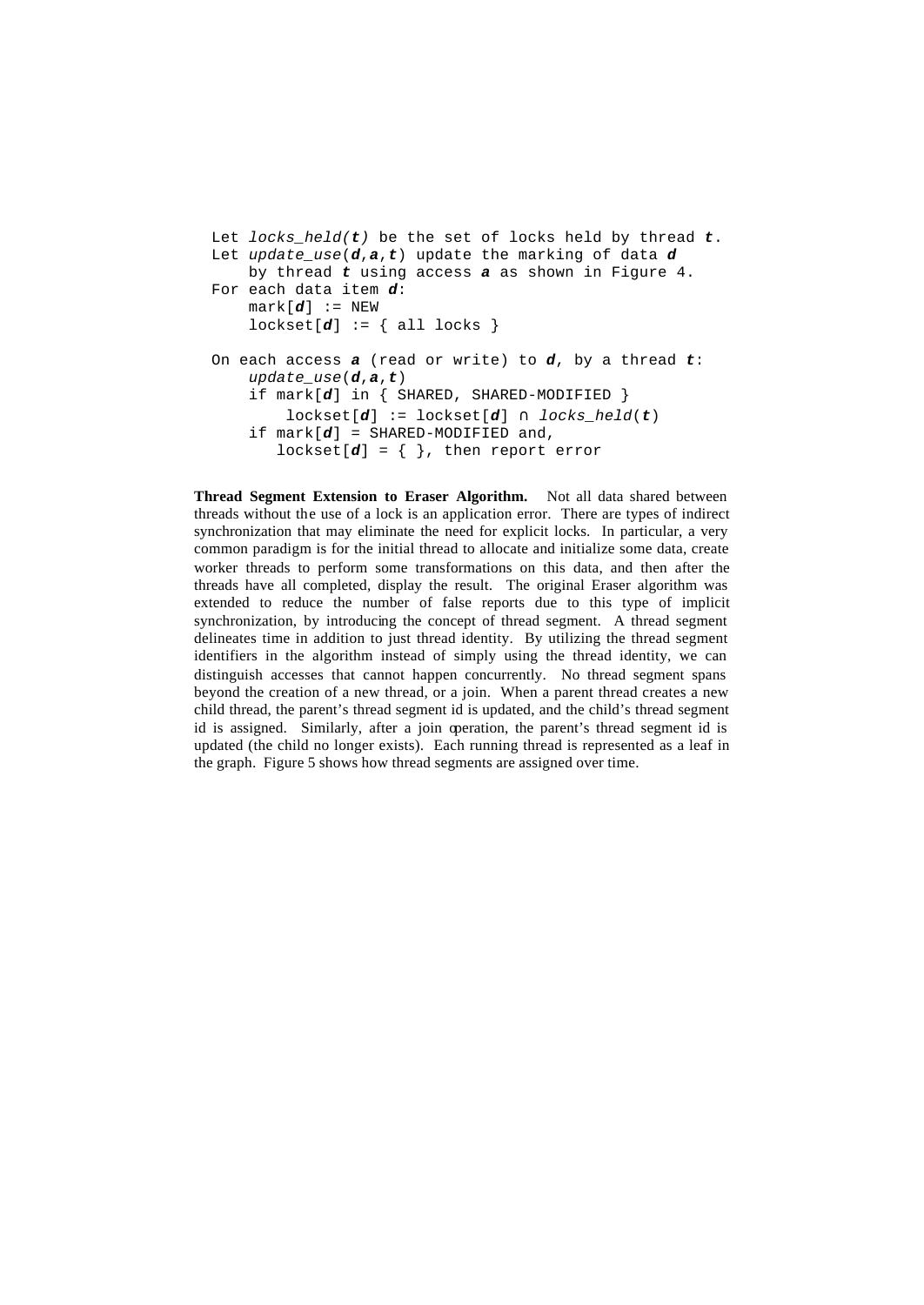```
Let locks_held(t) be the set of locks held by thread t.
Let update_use(d,a,t) update the marking of data d
    by thread t using access a as shown in Figure 4.
For each data item d:
    mark[d] := NEW
    lockset[d] := { all locks }

On each access a (read or write) to d, by a thread t:
    update_use(d,a,t)
    if mark[d] in { SHARED, SHARED-MODIFIED }
         lockset[d] := lockset[d] ∩ locks_held(t)
    if mark[d] = SHARED-MODIFIED and,
       lockset[d] = { }, then report error
```

**Thread Segment Extension to Eraser Algorithm.** Not all data shared between threads without the use of a lock is an application error. There are types of indirect synchronization that may eliminate the need for explicit locks. In particular, a very common paradigm is for the initial thread to allocate and initialize some data, create worker threads to perform some transformations on this data, and then after the threads have all completed, display the result. The original Eraser algorithm was extended to reduce the number of false reports due to this type of implicit synchronization, by introducing the concept of thread segment. A thread segment delineates time in addition to just thread identity. By utilizing the thread segment identifiers in the algorithm instead of simply using the thread identity, we can distinguish accesses that cannot happen concurrently. No thread segment spans beyond the creation of a new thread, or a join. When a parent thread creates a new child thread, the parent's thread segment id is updated, and the child's thread segment id is assigned. Similarly, after a join operation, the parent's thread segment id is updated (the child no longer exists). Each running thread is represented as a leaf in the graph. Figure 5 shows how thread segments are assigned over time.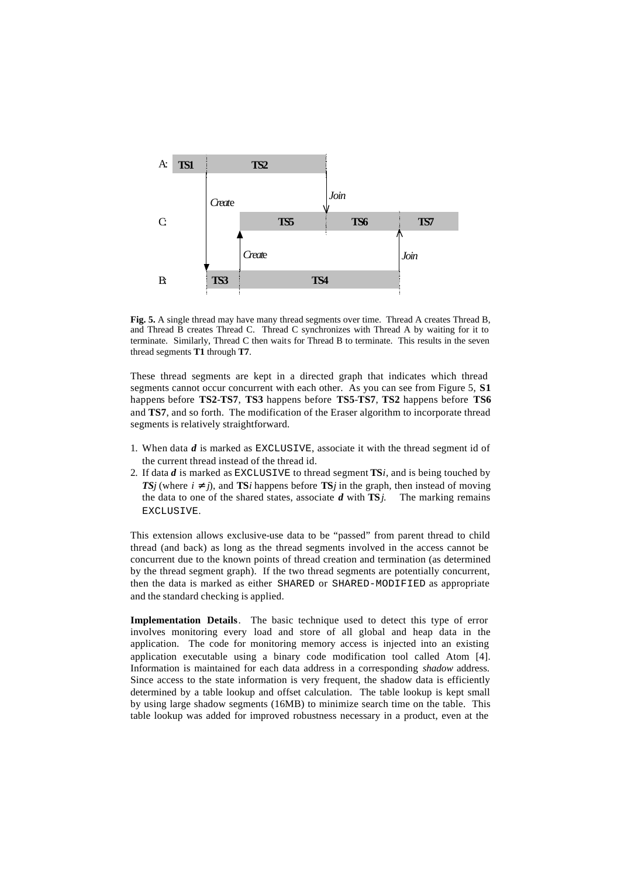**Fig. 5.** A single thread may have many thread segments over time. Thread A creates Thread B, and Thread B creates Thread C. Thread C synchronizes with Thread A by waiting for it to terminate. Similarly, Thread C then waits for Thread B to terminate. This results in the seven thread segments **T1** through **T7**.

These thread segments are kept in a directed graph that indicates which thread segments cannot occur concurrent with each other. As you can see from Figure 5, **S1** happens before **TS2**-**TS7**, **TS3** happens before **TS5**-**TS7**, **TS2** happens before **TS6** and **TS7**, and so forth. The modification of the Eraser algorithm to incorporate thread segments is relatively straightforward.

1. When data ***d*** is marked as `EXCLUSIVE`, associate it with the thread segment id of the current thread instead of the thread id.
2. If data ***d*** is marked as `EXCLUSIVE` to thread segment **TS***i*, and is being touched by ***TS****j* (where $i \neq j$), and **TS***i* happens before **TS***j* in the graph, then instead of moving the data to one of the shared states, associate ***d*** with **TS***j*. The marking remains `EXCLUSIVE`.

This extension allows exclusive-use data to be "passed" from parent thread to child thread (and back) as long as the thread segments involved in the access cannot be concurrent due to the known points of thread creation and termination (as determined by the thread segment graph). If the two thread segments are potentially concurrent, then the data is marked as either `SHARED` or `SHARED-MODIFIED` as appropriate and the standard checking is applied.

**Implementation Details**. The basic technique used to detect this type of error involves monitoring every load and store of all global and heap data in the application. The code for monitoring memory access is injected into an existing application executable using a binary code modification tool called Atom [4]. Information is maintained for each data address in a corresponding *shadow* address. Since access to the state information is very frequent, the shadow data is efficiently determined by a table lookup and offset calculation. The table lookup is kept small by using large shadow segments (16MB) to minimize search time on the table. This table lookup was added for improved robustness necessary in a product, even at the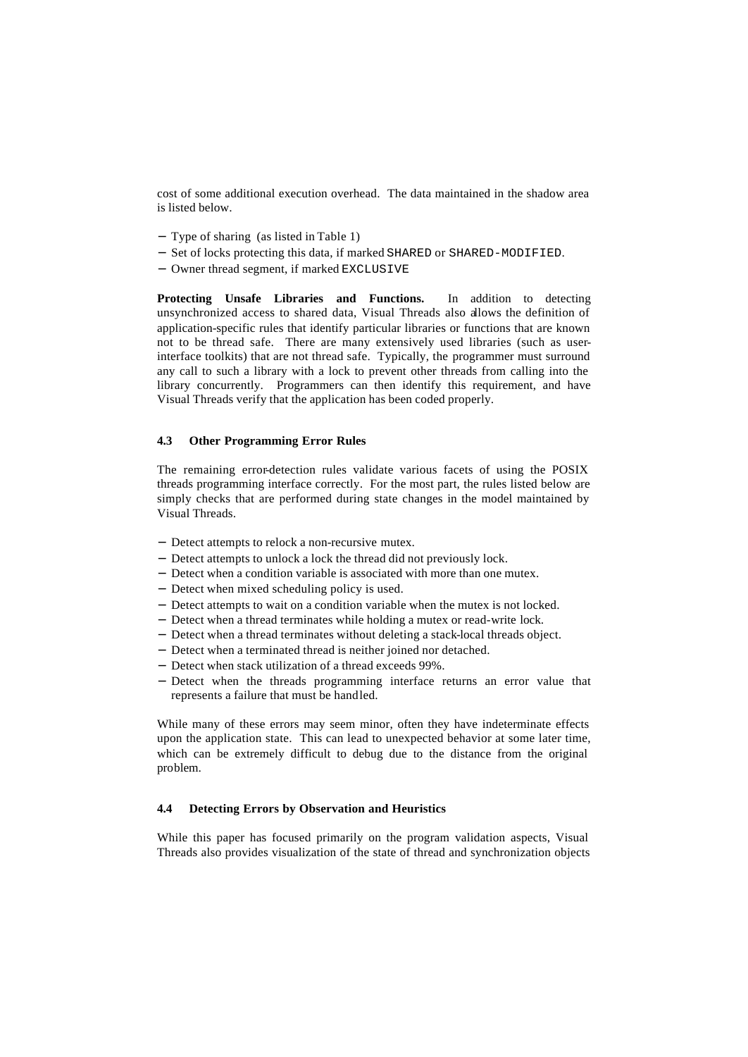cost of some additional execution overhead. The data maintained in the shadow area is listed below.

- Type of sharing (as listed in Table 1)
- Set of locks protecting this data, if marked `SHARED` or `SHARED-MODIFIED`.
- Owner thread segment, if marked `EXCLUSIVE`

**Protecting Unsafe Libraries and Functions.** In addition to detecting unsynchronized access to shared data, Visual Threads also allows the definition of application-specific rules that identify particular libraries or functions that are known not to be thread safe. There are many extensively used libraries (such as user-interface toolkits) that are not thread safe. Typically, the programmer must surround any call to such a library with a lock to prevent other threads from calling into the library concurrently. Programmers can then identify this requirement, and have Visual Threads verify that the application has been coded properly.

### 4.3 Other Programming Error Rules

The remaining error-detection rules validate various facets of using the POSIX threads programming interface correctly. For the most part, the rules listed below are simply checks that are performed during state changes in the model maintained by Visual Threads.

- Detect attempts to relock a non-recursive mutex.
- Detect attempts to unlock a lock the thread did not previously lock.
- Detect when a condition variable is associated with more than one mutex.
- Detect when mixed scheduling policy is used.
- Detect attempts to wait on a condition variable when the mutex is not locked.
- Detect when a thread terminates while holding a mutex or read-write lock.
- Detect when a thread terminates without deleting a stack-local threads object.
- Detect when a terminated thread is neither joined nor detached.
- Detect when stack utilization of a thread exceeds 99%.
- Detect when the threads programming interface returns an error value that represents a failure that must be handled.

While many of these errors may seem minor, often they have indeterminate effects upon the application state. This can lead to unexpected behavior at some later time, which can be extremely difficult to debug due to the distance from the original problem.

### 4.4 Detecting Errors by Observation and Heuristics

While this paper has focused primarily on the program validation aspects, Visual Threads also provides visualization of the state of thread and synchronization objects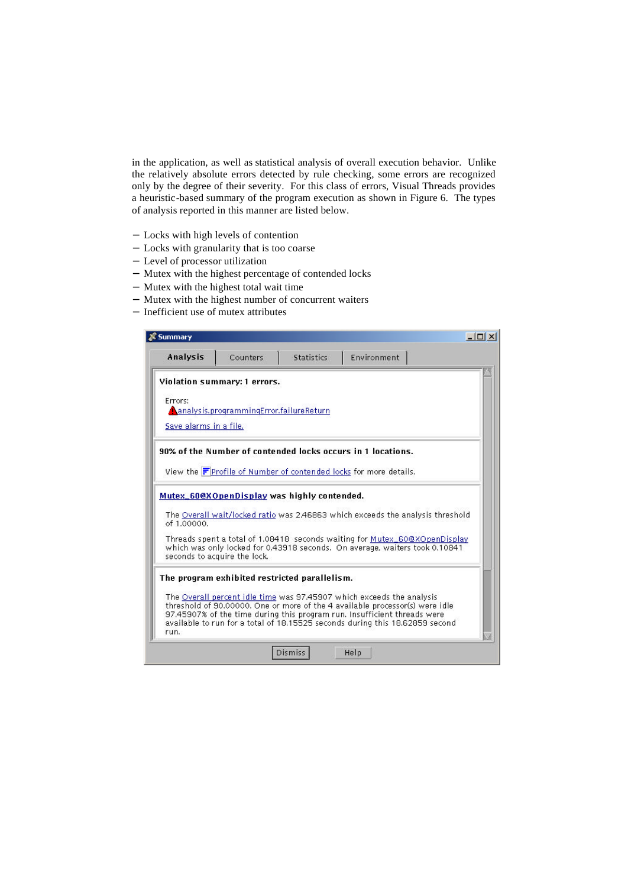in the application, as well as statistical analysis of overall execution behavior. Unlike the relatively absolute errors detected by rule checking, some errors are recognized only by the degree of their severity. For this class of errors, Visual Threads provides a heuristic-based summary of the program execution as shown in Figure 6. The types of analysis reported in this manner are listed below.

- Locks with high levels of contention
- Locks with granularity that is too coarse
- Level of processor utilization
- Mutex with the highest percentage of contended locks
- Mutex with the highest total wait time
- Mutex with the highest number of concurrent waiters
- Inefficient use of mutex attributes

Summary

Analysis | Counters | Statistics | Environment

**Violation summary: 1 errors.**

Errors:
analysis.programmingError.failureReturn

Save alarms in a file.

**90% of the Number of contended locks occurs in 1 locations.**

View the Profile of Number of contended locks for more details.

**Mutex_60@XOpenDisplay was highly contended.**

The Overall wait/locked ratio was 2.46863 which exceeds the analysis threshold of 1.00000.

Threads spent a total of 1.08418 seconds waiting for Mutex_60@XOpenDisplay which was only locked for 0.43918 seconds. On average, waiters took 0.10841 seconds to acquire the lock.

**The program exhibited restricted parallelism.**

The Overall percent idle time was 97.45907 which exceeds the analysis threshold of 90.00000. One or more of the 4 available processor(s) were idle 97.45907% of the time during this program run. Insufficient threads were available to run for a total of 18.15525 seconds during this 18.62859 second run.

Dismiss | Help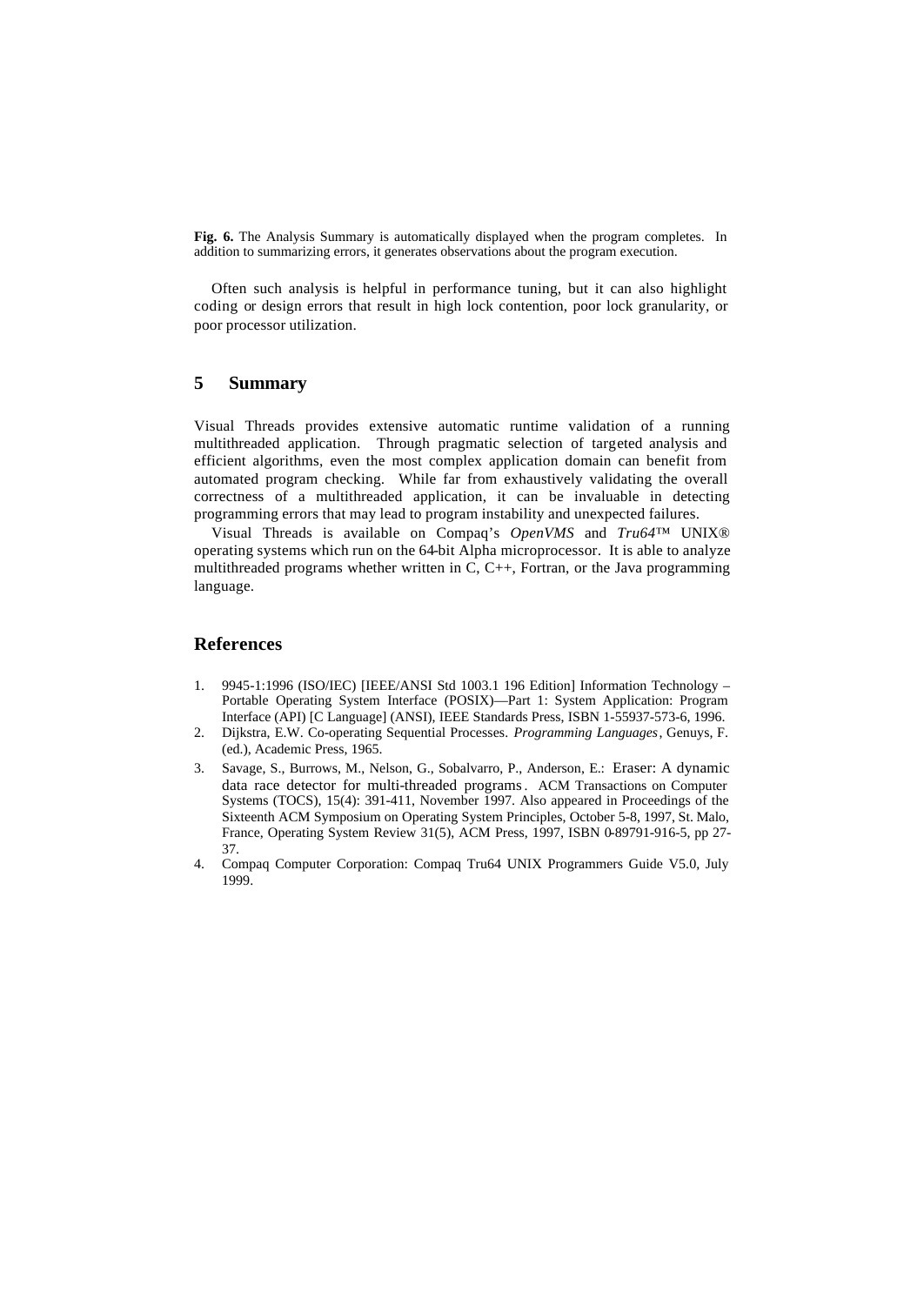**Fig. 6.** The Analysis Summary is automatically displayed when the program completes. In addition to summarizing errors, it generates observations about the program execution.

Often such analysis is helpful in performance tuning, but it can also highlight coding or design errors that result in high lock contention, poor lock granularity, or poor processor utilization.

## 5 Summary

Visual Threads provides extensive automatic runtime validation of a running multithreaded application. Through pragmatic selection of targeted analysis and efficient algorithms, even the most complex application domain can benefit from automated program checking. While far from exhaustively validating the overall correctness of a multithreaded application, it can be invaluable in detecting programming errors that may lead to program instability and unexpected failures.

Visual Threads is available on Compaq's *OpenVMS* and *Tru64*™ UNIX® operating systems which run on the 64-bit Alpha microprocessor. It is able to analyze multithreaded programs whether written in C, C++, Fortran, or the Java programming language.

## References

1. 9945-1:1996 (ISO/IEC) [IEEE/ANSI Std 1003.1 196 Edition] Information Technology – Portable Operating System Interface (POSIX)—Part 1: System Application: Program Interface (API) [C Language] (ANSI), IEEE Standards Press, ISBN 1-55937-573-6, 1996.
2. Dijkstra, E.W. Co-operating Sequential Processes. *Programming Languages*, Genuys, F. (ed.), Academic Press, 1965.
3. Savage, S., Burrows, M., Nelson, G., Sobalvarro, P., Anderson, E.: Eraser: A dynamic data race detector for multi-threaded programs. ACM Transactions on Computer Systems (TOCS), 15(4): 391-411, November 1997. Also appeared in Proceedings of the Sixteenth ACM Symposium on Operating System Principles, October 5-8, 1997, St. Malo, France, Operating System Review 31(5), ACM Press, 1997, ISBN 0-89791-916-5, pp 27-37.
4. Compaq Computer Corporation: Compaq Tru64 UNIX Programmers Guide V5.0, July 1999.